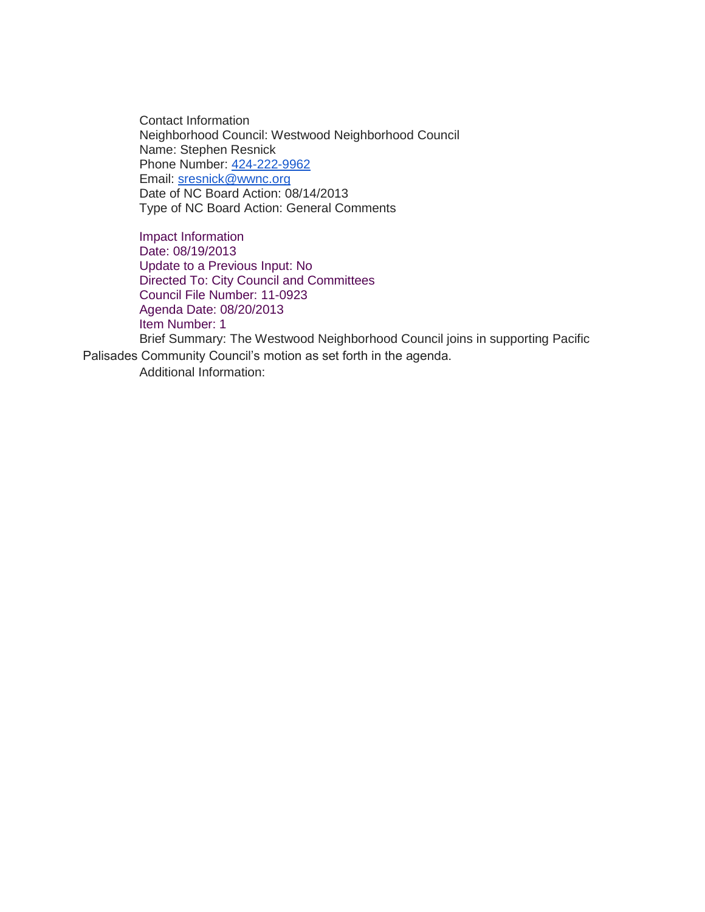Contact Information
Neighborhood Council: Westwood Neighborhood Council
Name: Stephen Resnick
Phone Number: 424-222-9962
Email: sresnick@wwnc.org
Date of NC Board Action: 08/14/2013
Type of NC Board Action: General Comments

Impact Information
Date: 08/19/2013
Update to a Previous Input: No
Directed To: City Council and Committees
Council File Number: 11-0923
Agenda Date: 08/20/2013
Item Number: 1
Brief Summary: The Westwood Neighborhood Council joins in supporting Pacific Palisades Community Council's motion as set forth in the agenda.
Additional Information: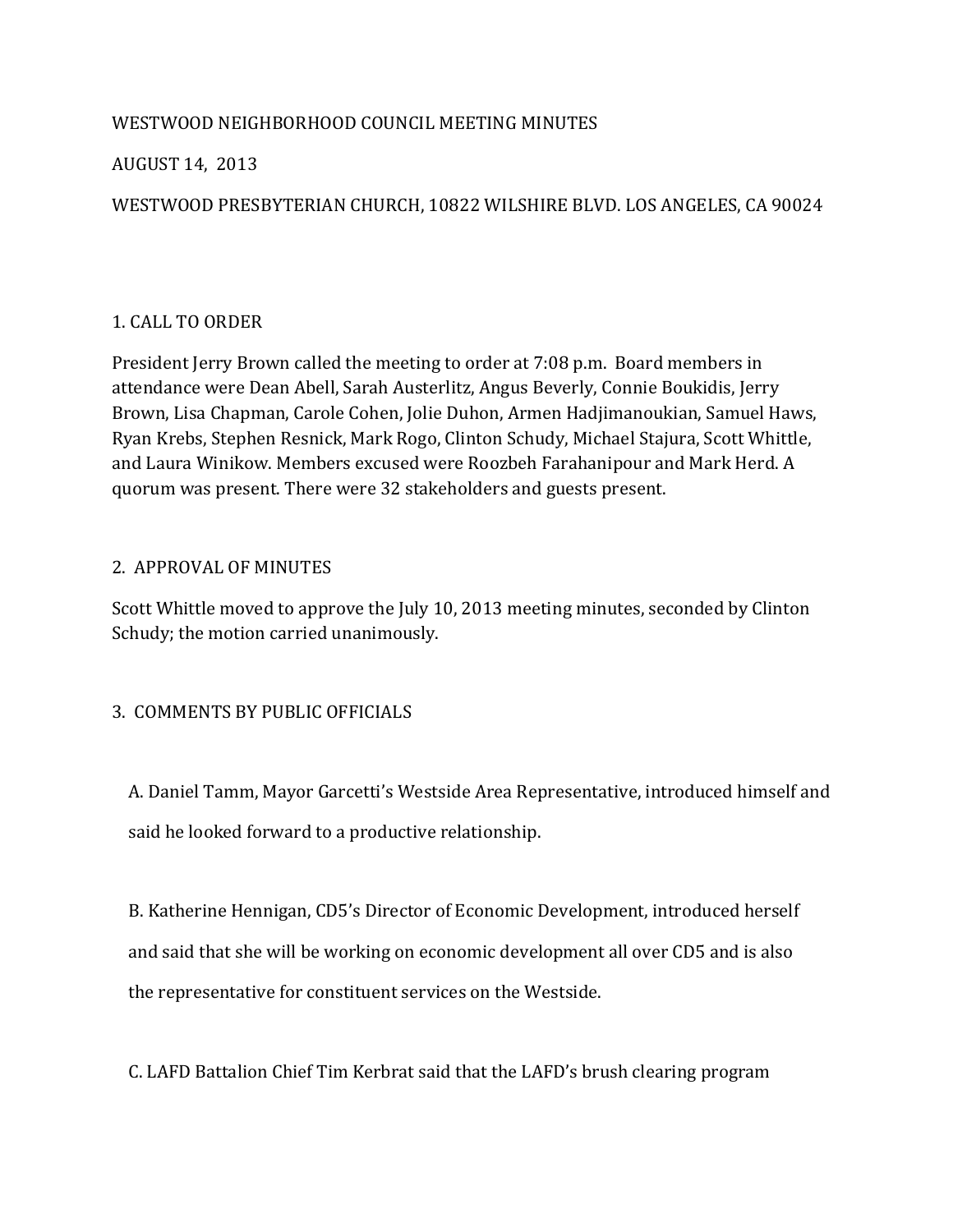WESTWOOD NEIGHBORHOOD COUNCIL MEETING MINUTES

AUGUST 14, 2013

WESTWOOD PRESBYTERIAN CHURCH, 10822 WILSHIRE BLVD. LOS ANGELES, CA 90024

## 1. CALL TO ORDER

President Jerry Brown called the meeting to order at 7:08 p.m. Board members in attendance were Dean Abell, Sarah Austerlitz, Angus Beverly, Connie Boukidis, Jerry Brown, Lisa Chapman, Carole Cohen, Jolie Duhon, Armen Hadjimanoukian, Samuel Haws, Ryan Krebs, Stephen Resnick, Mark Rogo, Clinton Schudy, Michael Stajura, Scott Whittle, and Laura Winikow. Members excused were Roozbeh Farahanipour and Mark Herd. A quorum was present. There were 32 stakeholders and guests present.

## 2. APPROVAL OF MINUTES

Scott Whittle moved to approve the July 10, 2013 meeting minutes, seconded by Clinton Schudy; the motion carried unanimously.

## 3. COMMENTS BY PUBLIC OFFICIALS

A. Daniel Tamm, Mayor Garcetti's Westside Area Representative, introduced himself and said he looked forward to a productive relationship.

B. Katherine Hennigan, CD5's Director of Economic Development, introduced herself and said that she will be working on economic development all over CD5 and is also the representative for constituent services on the Westside.

C. LAFD Battalion Chief Tim Kerbrat said that the LAFD's brush clearing program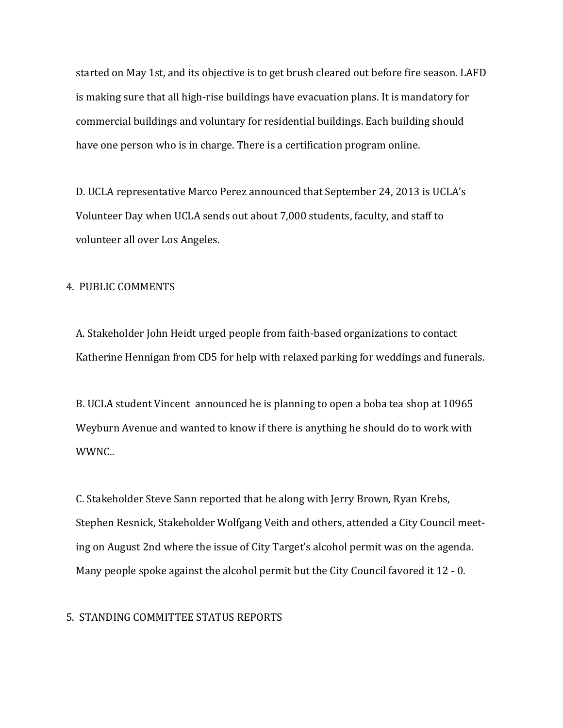started on May 1st, and its objective is to get brush cleared out before fire season. LAFD is making sure that all high-rise buildings have evacuation plans. It is mandatory for commercial buildings and voluntary for residential buildings. Each building should have one person who is in charge. There is a certification program online.

D. UCLA representative Marco Perez announced that September 24, 2013 is UCLA's Volunteer Day when UCLA sends out about 7,000 students, faculty, and staff to volunteer all over Los Angeles.

4. PUBLIC COMMENTS

A. Stakeholder John Heidt urged people from faith-based organizations to contact Katherine Hennigan from CD5 for help with relaxed parking for weddings and funerals.

B. UCLA student Vincent announced he is planning to open a boba tea shop at 10965 Weyburn Avenue and wanted to know if there is anything he should do to work with WWNC..

C. Stakeholder Steve Sann reported that he along with Jerry Brown, Ryan Krebs, Stephen Resnick, Stakeholder Wolfgang Veith and others, attended a City Council meeting on August 2nd where the issue of City Target's alcohol permit was on the agenda. Many people spoke against the alcohol permit but the City Council favored it 12 - 0.

5. STANDING COMMITTEE STATUS REPORTS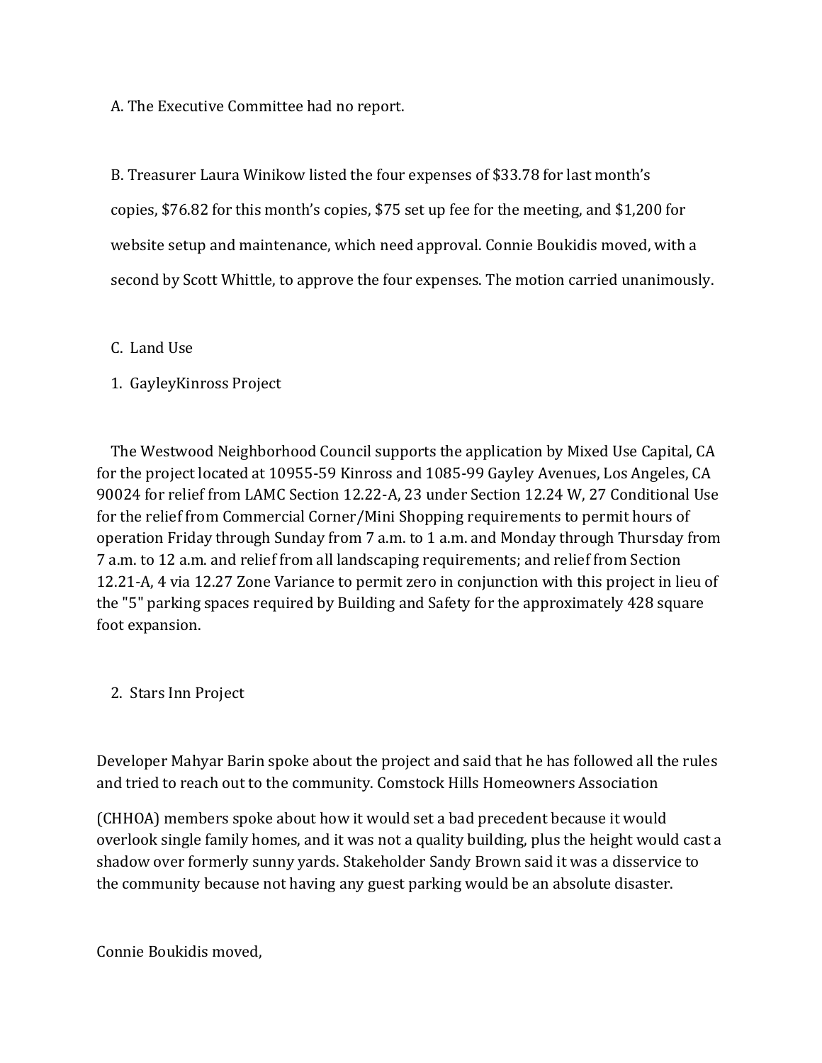A. The Executive Committee had no report.

B. Treasurer Laura Winikow listed the four expenses of $33.78 for last month's copies, $76.82 for this month's copies, $75 set up fee for the meeting, and $1,200 for website setup and maintenance, which need approval. Connie Boukidis moved, with a second by Scott Whittle, to approve the four expenses. The motion carried unanimously.

C. Land Use

1. GayleyKinross Project

The Westwood Neighborhood Council supports the application by Mixed Use Capital, CA for the project located at 10955-59 Kinross and 1085-99 Gayley Avenues, Los Angeles, CA 90024 for relief from LAMC Section 12.22-A, 23 under Section 12.24 W, 27 Conditional Use for the relief from Commercial Corner/Mini Shopping requirements to permit hours of operation Friday through Sunday from 7 a.m. to 1 a.m. and Monday through Thursday from 7 a.m. to 12 a.m. and relief from all landscaping requirements; and relief from Section 12.21-A, 4 via 12.27 Zone Variance to permit zero in conjunction with this project in lieu of the "5" parking spaces required by Building and Safety for the approximately 428 square foot expansion.

2. Stars Inn Project

Developer Mahyar Barin spoke about the project and said that he has followed all the rules and tried to reach out to the community. Comstock Hills Homeowners Association

(CHHOA) members spoke about how it would set a bad precedent because it would overlook single family homes, and it was not a quality building, plus the height would cast a shadow over formerly sunny yards. Stakeholder Sandy Brown said it was a disservice to the community because not having any guest parking would be an absolute disaster.

Connie Boukidis moved,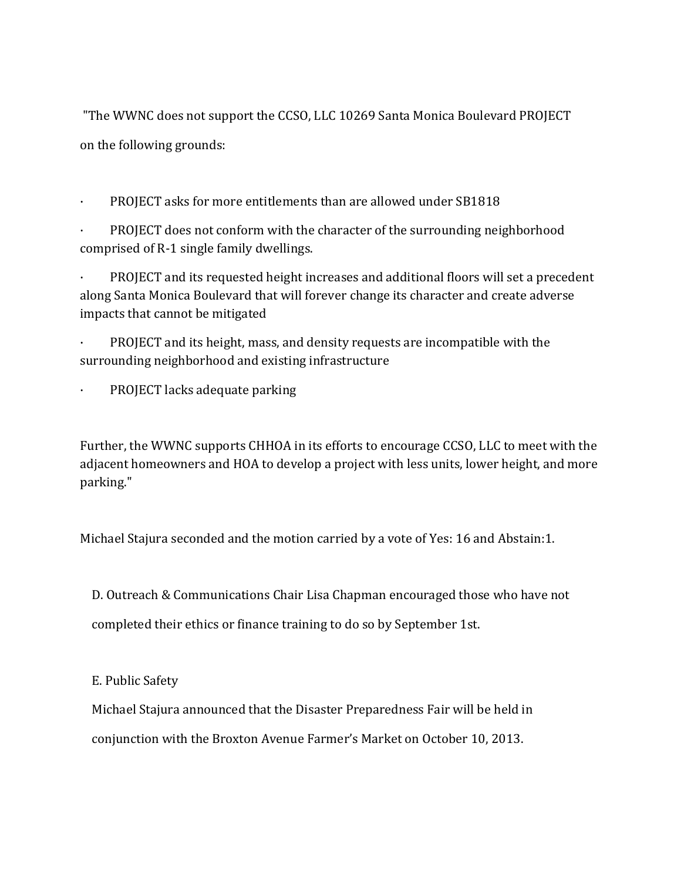"The WWNC does not support the CCSO, LLC 10269 Santa Monica Boulevard PROJECT on the following grounds:

- PROJECT asks for more entitlements than are allowed under SB1818
- PROJECT does not conform with the character of the surrounding neighborhood comprised of R-1 single family dwellings.
- PROJECT and its requested height increases and additional floors will set a precedent along Santa Monica Boulevard that will forever change its character and create adverse impacts that cannot be mitigated
- PROJECT and its height, mass, and density requests are incompatible with the surrounding neighborhood and existing infrastructure
- PROJECT lacks adequate parking

Further, the WWNC supports CHHOA in its efforts to encourage CCSO, LLC to meet with the adjacent homeowners and HOA to develop a project with less units, lower height, and more parking."

Michael Stajura seconded and the motion carried by a vote of Yes: 16 and Abstain:1.

D. Outreach & Communications Chair Lisa Chapman encouraged those who have not completed their ethics or finance training to do so by September 1st.

E. Public Safety

Michael Stajura announced that the Disaster Preparedness Fair will be held in conjunction with the Broxton Avenue Farmer's Market on October 10, 2013.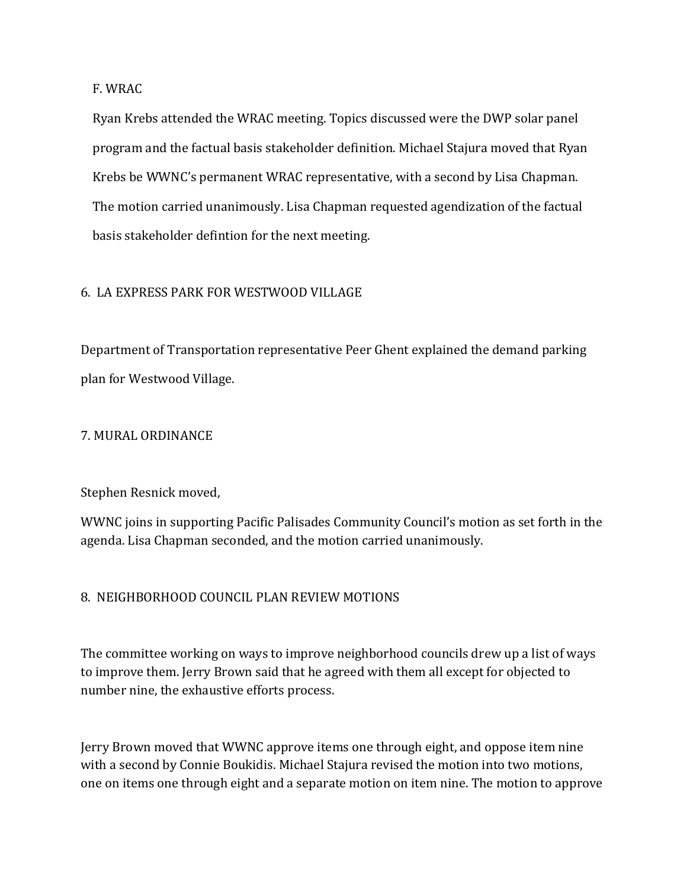F. WRAC

Ryan Krebs attended the WRAC meeting. Topics discussed were the DWP solar panel program and the factual basis stakeholder definition. Michael Stajura moved that Ryan Krebs be WWNC's permanent WRAC representative, with a second by Lisa Chapman. The motion carried unanimously. Lisa Chapman requested agendization of the factual basis stakeholder defintion for the next meeting.

6. LA EXPRESS PARK FOR WESTWOOD VILLAGE

Department of Transportation representative Peer Ghent explained the demand parking plan for Westwood Village.

7. MURAL ORDINANCE

Stephen Resnick moved,

WWNC joins in supporting Pacific Palisades Community Council's motion as set forth in the agenda. Lisa Chapman seconded, and the motion carried unanimously.

8. NEIGHBORHOOD COUNCIL PLAN REVIEW MOTIONS

The committee working on ways to improve neighborhood councils drew up a list of ways to improve them. Jerry Brown said that he agreed with them all except for objected to number nine, the exhaustive efforts process.

Jerry Brown moved that WWNC approve items one through eight, and oppose item nine with a second by Connie Boukidis. Michael Stajura revised the motion into two motions, one on items one through eight and a separate motion on item nine. The motion to approve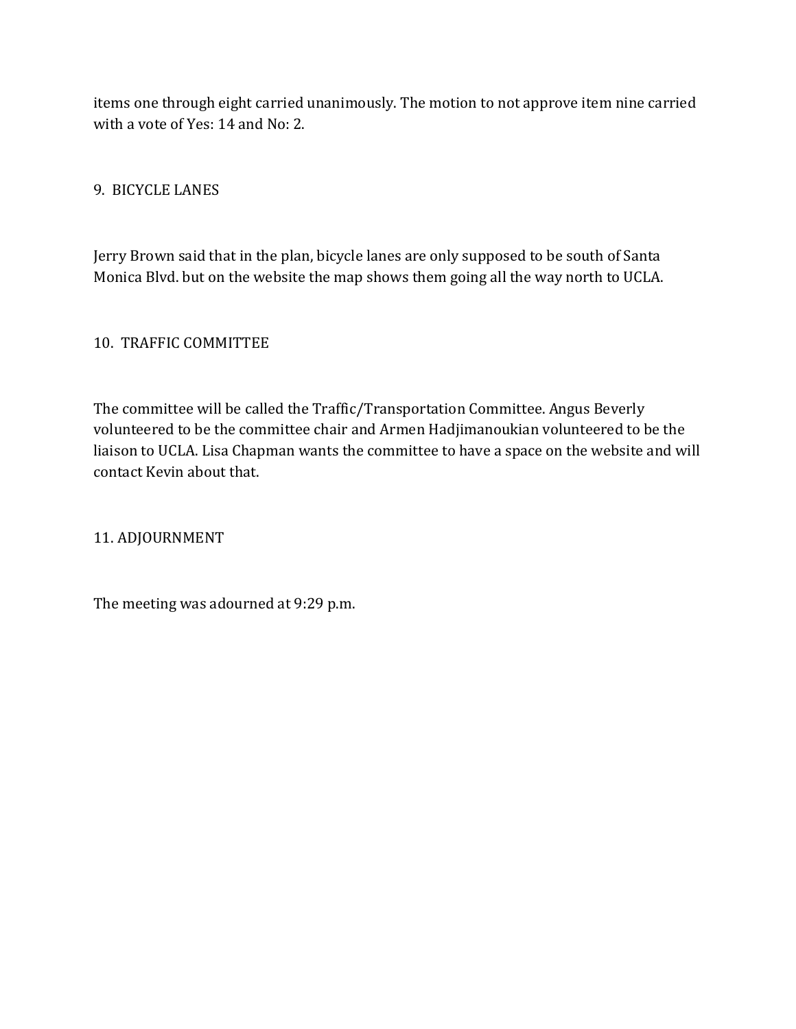items one through eight carried unanimously. The motion to not approve item nine carried with a vote of Yes: 14 and No: 2.

## 9. BICYCLE LANES

Jerry Brown said that in the plan, bicycle lanes are only supposed to be south of Santa Monica Blvd. but on the website the map shows them going all the way north to UCLA.

## 10. TRAFFIC COMMITTEE

The committee will be called the Traffic/Transportation Committee. Angus Beverly volunteered to be the committee chair and Armen Hadjimanoukian volunteered to be the liaison to UCLA. Lisa Chapman wants the committee to have a space on the website and will contact Kevin about that.

## 11. ADJOURNMENT

The meeting was adourned at 9:29 p.m.